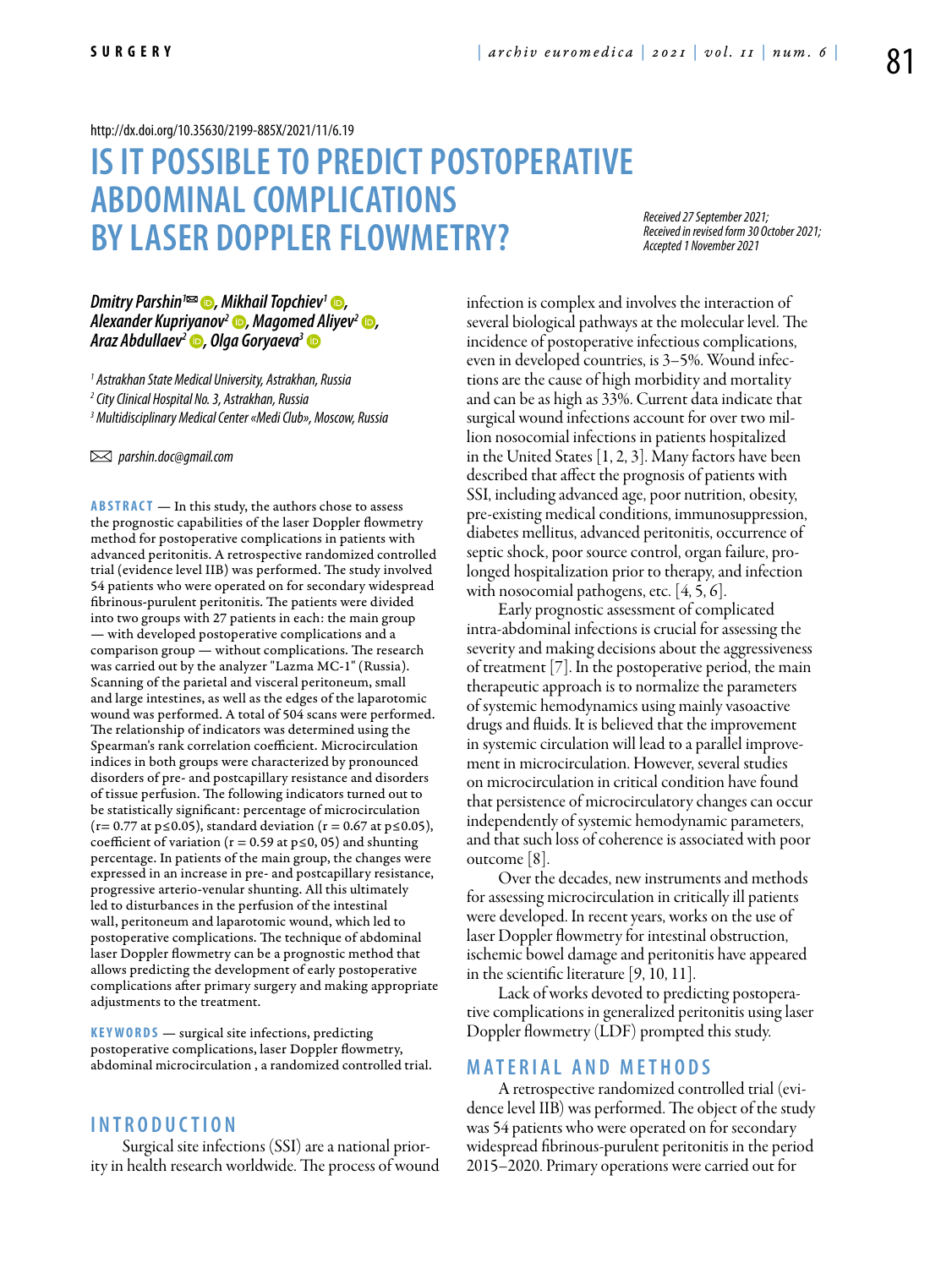http://dx.doi.org/10.35630/2199-885X/2021/11/6.19

# IS IT POSSIBLE TO PREDICT POSTOPERATIVE ABDOMINAL COMPLICATIONS BY LASER DOPPLER FLOWMETRY?

*Received 27 September 2021; Received in revised form 30 October 2021; Accepted 1 November 2021*

**Dmitry Parshin[1], Mikhail Topchiev[1], Alexander Kupriyanov[2], Magomed Aliyev[2], Araz Abdullaev[2], Olga Goryaeva[3]**

[1] Astrakhan State Medical University, Astrakhan, Russia
[2] City Clinical Hospital No. 3, Astrakhan, Russia
[3] Multidisciplinary Medical Center «Medi Club», Moscow, Russia

parshin.doc@gmail.com

**ABSTRACT** — In this study, the authors chose to assess the prognostic capabilities of the laser Doppler flowmetry method for postoperative complications in patients with advanced peritonitis. A retrospective randomized controlled trial (evidence level IIB) was performed. The study involved 54 patients who were operated on for secondary widespread fibrinous-purulent peritonitis. The patients were divided into two groups with 27 patients in each: the main group — with developed postoperative complications and a comparison group — without complications. The research was carried out by the analyzer "Lazma MC-1" (Russia). Scanning of the parietal and visceral peritoneum, small and large intestines, as well as the edges of the laparotomic wound was performed. A total of 504 scans were performed. The relationship of indicators was determined using the Spearman's rank correlation coefficient. Microcirculation indices in both groups were characterized by pronounced disorders of pre- and postcapillary resistance and disorders of tissue perfusion. The following indicators turned out to be statistically significant: percentage of microcirculation ($r = 0.77$ at $p \leq 0.05$), standard deviation ($r = 0.67$ at $p \leq 0.05$), coefficient of variation ($r = 0.59$ at $p \leq 0, 05$) and shunting percentage. In patients of the main group, the changes were expressed in an increase in pre- and postcapillary resistance, progressive arterio-venular shunting. All this ultimately led to disturbances in the perfusion of the intestinal wall, peritoneum and laparotomic wound, which led to postoperative complications. The technique of abdominal laser Doppler flowmetry can be a prognostic method that allows predicting the development of early postoperative complications after primary surgery and making appropriate adjustments to the treatment.

**KEYWORDS** — surgical site infections, predicting postoperative complications, laser Doppler flowmetry, abdominal microcirculation , a randomized controlled trial.

## INTRODUCTION

Surgical site infections (SSI) are a national priority in health research worldwide. The process of wound infection is complex and involves the interaction of several biological pathways at the molecular level. The incidence of postoperative infectious complications, even in developed countries, is 3–5%. Wound infections are the cause of high morbidity and mortality and can be as high as 33%. Current data indicate that surgical wound infections account for over two million nosocomial infections in patients hospitalized in the United States [1, 2, 3]. Many factors have been described that affect the prognosis of patients with SSI, including advanced age, poor nutrition, obesity, pre-existing medical conditions, immunosuppression, diabetes mellitus, advanced peritonitis, occurrence of septic shock, poor source control, organ failure, prolonged hospitalization prior to therapy, and infection with nosocomial pathogens, etc. [4, 5, 6].

Early prognostic assessment of complicated intra-abdominal infections is crucial for assessing the severity and making decisions about the aggressiveness of treatment [7]. In the postoperative period, the main therapeutic approach is to normalize the parameters of systemic hemodynamics using mainly vasoactive drugs and fluids. It is believed that the improvement in systemic circulation will lead to a parallel improvement in microcirculation. However, several studies on microcirculation in critical condition have found that persistence of microcirculatory changes can occur independently of systemic hemodynamic parameters, and that such loss of coherence is associated with poor outcome [8].

Over the decades, new instruments and methods for assessing microcirculation in critically ill patients were developed. In recent years, works on the use of laser Doppler flowmetry for intestinal obstruction, ischemic bowel damage and peritonitis have appeared in the scientific literature [9, 10, 11].

Lack of works devoted to predicting postoperative complications in generalized peritonitis using laser Doppler flowmetry (LDF) prompted this study.

## MATERIAL AND METHODS

A retrospective randomized controlled trial (evidence level IIB) was performed. The object of the study was 54 patients who were operated on for secondary widespread fibrinous-purulent peritonitis in the period 2015–2020. Primary operations were carried out for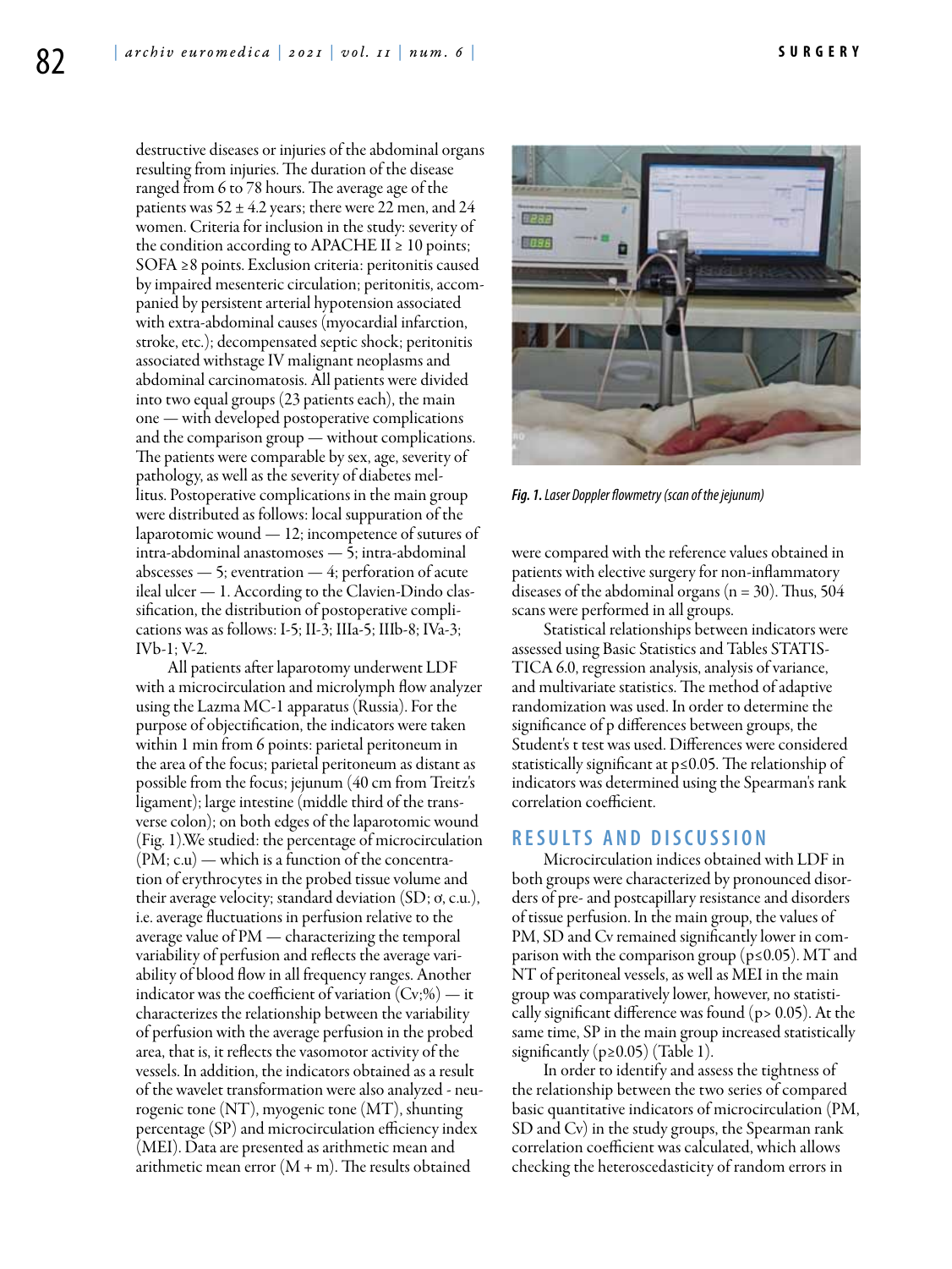destructive diseases or injuries of the abdominal organs resulting from injuries. The duration of the disease ranged from 6 to 78 hours. The average age of the patients was 52 ± 4.2 years; there were 22 men, and 24 women. Criteria for inclusion in the study: severity of the condition according to APACHE II ≥ 10 points; SOFA ≥8 points. Exclusion criteria: peritonitis caused by impaired mesenteric circulation; peritonitis, accompanied by persistent arterial hypotension associated with extra-abdominal causes (myocardial infarction, stroke, etc.); decompensated septic shock; peritonitis associated withstage IV malignant neoplasms and abdominal carcinomatosis. All patients were divided into two equal groups (23 patients each), the main one — with developed postoperative complications and the comparison group — without complications. The patients were comparable by sex, age, severity of pathology, as well as the severity of diabetes mellitus. Postoperative complications in the main group were distributed as follows: local suppuration of the laparotomic wound — 12; incompetence of sutures of intra-abdominal anastomoses — 5; intra-abdominal abscesses — 5; eventration — 4; perforation of acute ileal ulcer — 1. According to the Clavien-Dindo classification, the distribution of postoperative complications was as follows: I-5; II-3; IIIa-5; IIIb-8; IVa-3; IVb-1; V-2.

All patients after laparotomy underwent LDF with a microcirculation and microlymph flow analyzer using the Lazma MC-1 apparatus (Russia). For the purpose of objectification, the indicators were taken within 1 min from 6 points: parietal peritoneum in the area of the focus; parietal peritoneum as distant as possible from the focus; jejunum (40 cm from Treitz's ligament); large intestine (middle third of the transverse colon); on both edges of the laparotomic wound (Fig. 1).We studied: the percentage of microcirculation (PM; c.u) — which is a function of the concentration of erythrocytes in the probed tissue volume and their average velocity; standard deviation (SD; σ, c.u.), i.e. average fluctuations in perfusion relative to the average value of PM — characterizing the temporal variability of perfusion and reflects the average variability of blood flow in all frequency ranges. Another indicator was the coefficient of variation (Cv;%) — it characterizes the relationship between the variability of perfusion with the average perfusion in the probed area, that is, it reflects the vasomotor activity of the vessels. In addition, the indicators obtained as a result of the wavelet transformation were also analyzed - neurogenic tone (NT), myogenic tone (MT), shunting percentage (SP) and microcirculation efficiency index (MEI). Data are presented as arithmetic mean and arithmetic mean error (M + m). The results obtained were compared with the reference values obtained in patients with elective surgery for non-inflammatory diseases of the abdominal organs (n = 30). Thus, 504 scans were performed in all groups.

*Fig. 1. Laser Doppler flowmetry (scan of the jejunum)*

Statistical relationships between indicators were assessed using Basic Statistics and Tables STATISTICA 6.0, regression analysis, analysis of variance, and multivariate statistics. The method of adaptive randomization was used. In order to determine the significance of p differences between groups, the Student's t test was used. Differences were considered statistically significant at p≤0.05. The relationship of indicators was determined using the Spearman's rank correlation coefficient.

## RESULTS AND DISCUSSION

Microcirculation indices obtained with LDF in both groups were characterized by pronounced disorders of pre- and postcapillary resistance and disorders of tissue perfusion. In the main group, the values of PM, SD and Cv remained significantly lower in comparison with the comparison group (p≤0.05). MT and NT of peritoneal vessels, as well as MEI in the main group was comparatively lower, however, no statistically significant difference was found (p> 0.05). At the same time, SP in the main group increased statistically significantly (p≥0.05) (Table 1).

In order to identify and assess the tightness of the relationship between the two series of compared basic quantitative indicators of microcirculation (PM, SD and Cv) in the study groups, the Spearman rank correlation coefficient was calculated, which allows checking the heteroscedasticity of random errors in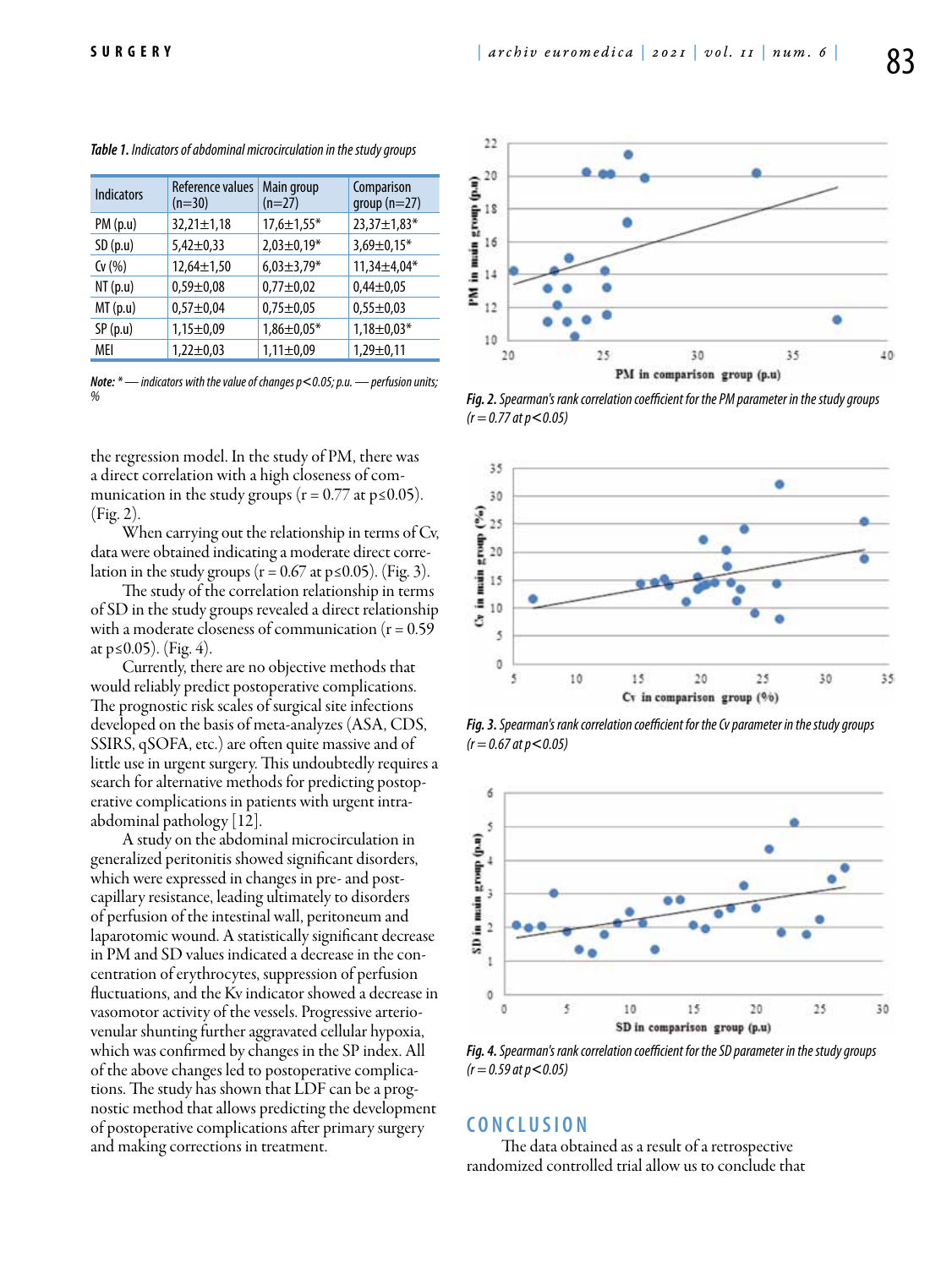*Table 1. Indicators of abdominal microcirculation in the study groups*

| Indicators | Reference values (n=30) | Main group (n=27) | Comparison group (n=27) |
|---|---|---|---|
| PM (p.u) | 32,21±1,18 | 17,6±1,55* | 23,37±1,83* |
| SD (p.u) | 5,42±0,33 | 2,03±0,19* | 3,69±0,15* |
| Cv (%) | 12,64±1,50 | 6,03±3,79* | 11,34±4,04* |
| NT (p.u) | 0,59±0,08 | 0,77±0,02 | 0,44±0,05 |
| MT (p.u) | 0,57±0,04 | 0,75±0,05 | 0,55±0,03 |
| SP (p.u) | 1,15±0,09 | 1,86±0,05* | 1,18±0,03* |
| MEI | 1,22±0,03 | 1,11±0,09 | 1,29±0,11 |

*Note: * — indicators with the value of changes $p<0.05$; p.u. — perfusion units; %*

the regression model. In the study of PM, there was a direct correlation with a high closeness of communication in the study groups ($r = 0.77$ at $p \leq 0.05$). (Fig. 2).

When carrying out the relationship in terms of Cv, data were obtained indicating a moderate direct correlation in the study groups ($r = 0.67$ at $p \leq 0.05$). (Fig. 3).

The study of the correlation relationship in terms of SD in the study groups revealed a direct relationship with a moderate closeness of communication ($r = 0.59$ at $p \leq 0.05$). (Fig. 4).

Currently, there are no objective methods that would reliably predict postoperative complications. The prognostic risk scales of surgical site infections developed on the basis of meta-analyzes (ASA, CDS, SSIRS, qSOFA, etc.) are often quite massive and of little use in urgent surgery. This undoubtedly requires a search for alternative methods for predicting postoperative complications in patients with urgent intra-abdominal pathology [12].

A study on the abdominal microcirculation in generalized peritonitis showed significant disorders, which were expressed in changes in pre- and post-capillary resistance, leading ultimately to disorders of perfusion of the intestinal wall, peritoneum and laparotomic wound. A statistically significant decrease in PM and SD values indicated a decrease in the concentration of erythrocytes, suppression of perfusion fluctuations, and the Kv indicator showed a decrease in vasomotor activity of the vessels. Progressive arteriovenular shunting further aggravated cellular hypoxia, which was confirmed by changes in the SP index. All of the above changes led to postoperative complications. The study has shown that LDF can be a prognostic method that allows predicting the development of postoperative complications after primary surgery and making corrections in treatment.

*Fig. 2. Spearman's rank correlation coefficient for the PM parameter in the study groups ($r = 0.77$ at $p<0.05$)*

*Fig. 3. Spearman's rank correlation coefficient for the Cv parameter in the study groups ($r = 0.67$ at $p<0.05$)*

*Fig. 4. Spearman's rank correlation coefficient for the SD parameter in the study groups ($r = 0.59$ at $p<0.05$)*

## CONCLUSION

The data obtained as a result of a retrospective randomized controlled trial allow us to conclude that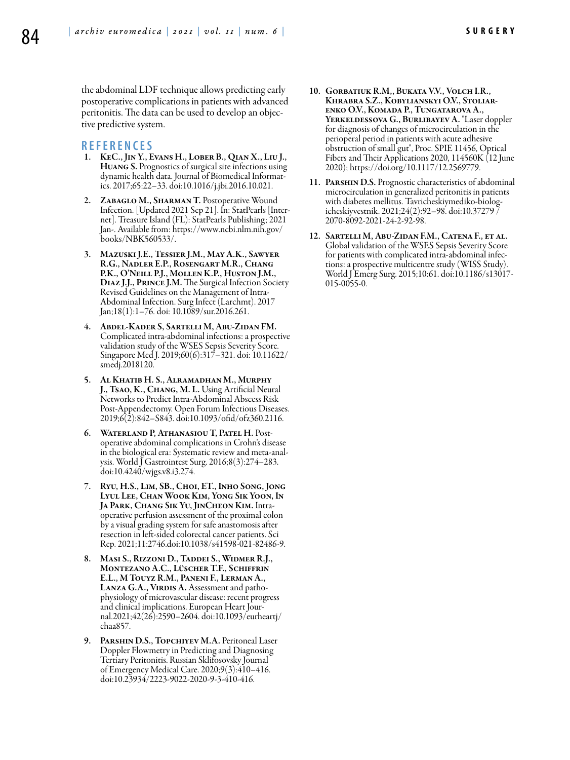the abdominal LDF technique allows predicting early postoperative complications in patients with advanced peritonitis. The data can be used to develop an objective predictive system.

## REFERENCES

1. **KeC., Jin Y., Evans H., Lober B., Qian X., Liu J., Huang S.** Prognostics of surgical site infections using dynamic health data. Journal of Biomedical Informatics. 2017;65:22–33. doi:10.1016/j.jbi.2016.10.021.
2. **Zabaglo M., Sharman T.** Postoperative Wound Infection. [Updated 2021 Sep 21]. In: StatPearls [Internet]. Treasure Island (FL): StatPearls Publishing; 2021 Jan-. Available from: https://www.ncbi.nlm.nih.gov/books/NBK560533/.
3. **Mazuski J.E., Tessier J.M., May A.K., Sawyer R.G., Nadler E.P., Rosengart M.R., Chang P.K., O'Neill P.J., Mollen K.P., Huston J.M., Diaz J.J., Prince J.M.** The Surgical Infection Society Revised Guidelines on the Management of Intra-Abdominal Infection. Surg Infect (Larchmt). 2017 Jan;18(1):1–76. doi: 10.1089/sur.2016.261.
4. **Abdel-Kader S, Sartelli M, Abu-Zidan FM.** Complicated intra-abdominal infections: a prospective validation study of the WSES Sepsis Severity Score. Singapore Med J. 2019;60(6):317–321. doi: 10.11622/smedj.2018120.
5. **Al Khatib H. S., Alramadhan M., Murphy J., Tsao, K., Chang, M. L.** Using Artificial Neural Networks to Predict Intra-Abdominal Abscess Risk Post-Appendectomy. Open Forum Infectious Diseases. 2019;6(2):842–S843. doi:10.1093/ofid/ofz360.2116.
6. **Waterland P, Athanasiou T, Patel H.** Postoperative abdominal complications in Crohn's disease in the biological era: Systematic review and meta-analysis. World J Gastrointest Surg. 2016;8(3):274–283. doi:10.4240/wjgs.v8.i3.274.
7. **Ryu, H.S., Lim, SB., Choi, ET., Inho Song, Jong Lyul Lee, Chan Wook Kim, Yong Sik Yoon, In Ja Park, Chang Sik Yu, JinCheon Kim.** Intraoperative perfusion assessment of the proximal colon by a visual grading system for safe anastomosis after resection in left-sided colorectal cancer patients. Sci Rep. 2021;11:2746.doi:10.1038/s41598-021-82486-9.
8. **Masi S., Rizzoni D., Taddei S., Widmer R.J., Montezano A.C., Lüscher T.F., Schiffrin E.L., M Touyz R.M., Paneni F., Lerman A., Lanza G.A., Virdis A.** Assessment and pathophysiology of microvascular disease: recent progress and clinical implications. European Heart Journal.2021;42(26):2590–2604. doi:10.1093/eurheartj/ehaa857.
9. **Parshin D.S., Topchiyev M.A.** Peritoneal Laser Doppler Flowmetry in Predicting and Diagnosing Tertiary Peritonitis. Russian Sklifosovsky Journal of Emergency Medical Care. 2020;9(3):410–416. doi:10.23934/2223-9022-2020-9-3-410-416.
10. **Gorbatiuk R.M,, Bukata V.V., Volch I.R., Khrabra S.Z., Kobylianskyi O.V., Stoliarenko O.V., Komada P., Tungatarova A., Yerkeldessova G., Burlibayev A.** "Laser doppler for diagnosis of changes of microcirculation in the perioperal period in patients with acute adhesive obstruction of small gut", Proc. SPIE 11456, Optical Fibers and Their Applications 2020, 114560K (12 June 2020); https://doi.org/10.1117/12.2569779.
11. **Parshin D.S.** Prognostic characteristics of abdominal microcirculation in generalized peritonitis in patients with diabetes mellitus. Tavricheskiymediko-biologicheskiyvestnik. 2021;24(2):92–98. doi:10.37279/2070-8092-2021-24-2-92-98.
12. **Sartelli M, Abu-Zidan F.M., Catena F., et al.** Global validation of the WSES Sepsis Severity Score for patients with complicated intra-abdominal infections: a prospective multicentre study (WISS Study). World J Emerg Surg. 2015;10:61. doi:10.1186/s13017-015-0055-0.